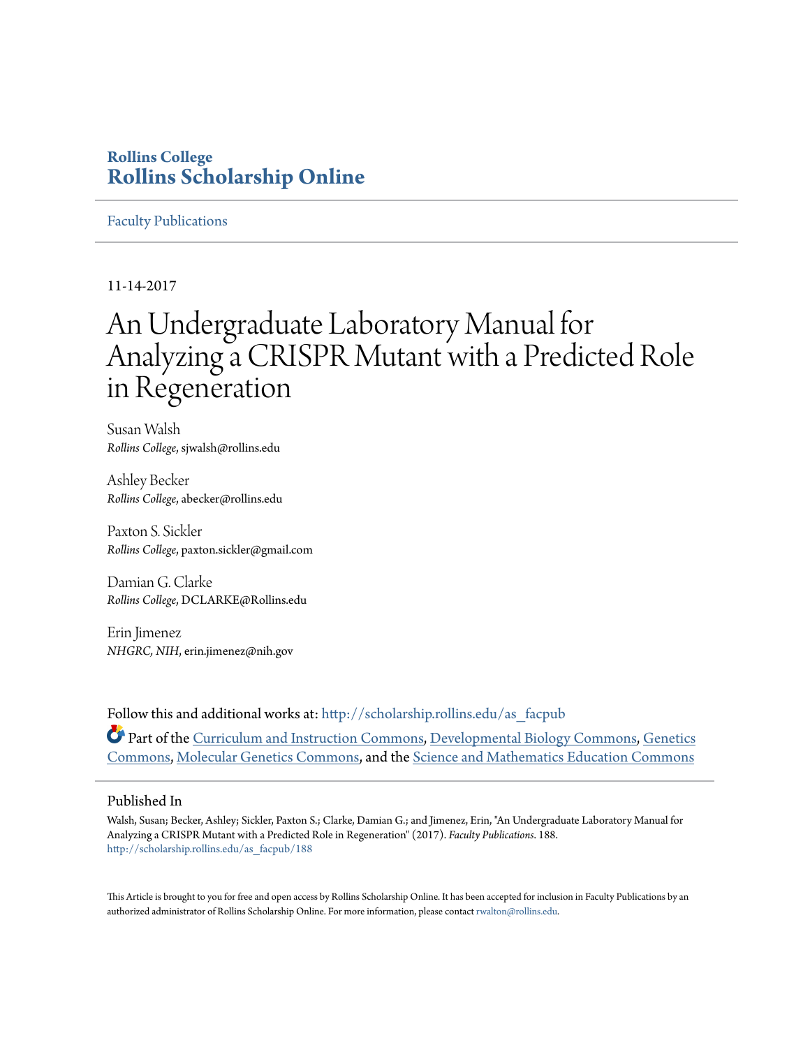**Rollins College**
**Rollins Scholarship Online**

Faculty Publications

11-14-2017

# An Undergraduate Laboratory Manual for Analyzing a CRISPR Mutant with a Predicted Role in Regeneration

Susan Walsh
*Rollins College*, sjwalsh@rollins.edu

Ashley Becker
*Rollins College*, abecker@rollins.edu

Paxton S. Sickler
*Rollins College*, paxton.sickler@gmail.com

Damian G. Clarke
*Rollins College*, DCLARKE@Rollins.edu

Erin Jimenez
*NHGRC, NIH*, erin.jimenez@nih.gov

Follow this and additional works at: http://scholarship.rollins.edu/as_facpub

Part of the Curriculum and Instruction Commons, Developmental Biology Commons, Genetics Commons, Molecular Genetics Commons, and the Science and Mathematics Education Commons

## Published In

Walsh, Susan; Becker, Ashley; Sickler, Paxton S.; Clarke, Damian G.; and Jimenez, Erin, "An Undergraduate Laboratory Manual for Analyzing a CRISPR Mutant with a Predicted Role in Regeneration" (2017). *Faculty Publications*. 188.
http://scholarship.rollins.edu/as_facpub/188

This Article is brought to you for free and open access by Rollins Scholarship Online. It has been accepted for inclusion in Faculty Publications by an authorized administrator of Rollins Scholarship Online. For more information, please contact rwalton@rollins.edu.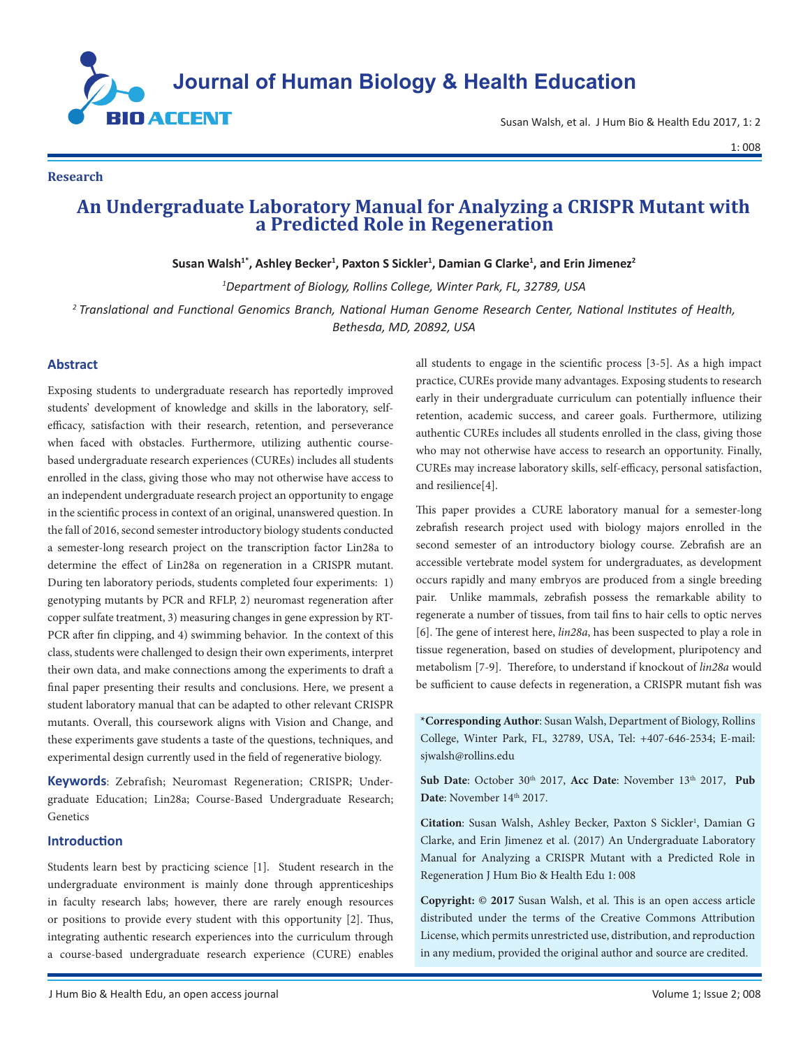Research

# An Undergraduate Laboratory Manual for Analyzing a CRISPR Mutant with a Predicted Role in Regeneration

**Susan Walsh[1*], Ashley Becker[1], Paxton S Sickler[1], Damian G Clarke[1], and Erin Jimenez[2]**

*[1]Department of Biology, Rollins College, Winter Park, FL, 32789, USA*

*[2] Translational and Functional Genomics Branch, National Human Genome Research Center, National Institutes of Health, Bethesda, MD, 20892, USA*

## Abstract

Exposing students to undergraduate research has reportedly improved students' development of knowledge and skills in the laboratory, self-efficacy, satisfaction with their research, retention, and perseverance when faced with obstacles. Furthermore, utilizing authentic course-based undergraduate research experiences (CUREs) includes all students enrolled in the class, giving those who may not otherwise have access to an independent undergraduate research project an opportunity to engage in the scientific process in context of an original, unanswered question. In the fall of 2016, second semester introductory biology students conducted a semester-long research project on the transcription factor Lin28a to determine the effect of Lin28a on regeneration in a CRISPR mutant. During ten laboratory periods, students completed four experiments: 1) genotyping mutants by PCR and RFLP, 2) neuromast regeneration after copper sulfate treatment, 3) measuring changes in gene expression by RT-PCR after fin clipping, and 4) swimming behavior. In the context of this class, students were challenged to design their own experiments, interpret their own data, and make connections among the experiments to draft a final paper presenting their results and conclusions. Here, we present a student laboratory manual that can be adapted to other relevant CRISPR mutants. Overall, this coursework aligns with Vision and Change, and these experiments gave students a taste of the questions, techniques, and experimental design currently used in the field of regenerative biology.

**Keywords**: Zebrafish; Neuromast Regeneration; CRISPR; Undergraduate Education; Lin28a; Course-Based Undergraduate Research; Genetics

## Introduction

Students learn best by practicing science [1]. Student research in the undergraduate environment is mainly done through apprenticeships in faculty research labs; however, there are rarely enough resources or positions to provide every student with this opportunity [2]. Thus, integrating authentic research experiences into the curriculum through a course-based undergraduate research experience (CURE) enables all students to engage in the scientific process [3-5]. As a high impact practice, CUREs provide many advantages. Exposing students to research early in their undergraduate curriculum can potentially influence their retention, academic success, and career goals. Furthermore, utilizing authentic CUREs includes all students enrolled in the class, giving those who may not otherwise have access to research an opportunity. Finally, CUREs may increase laboratory skills, self-efficacy, personal satisfaction, and resilience[4].

This paper provides a CURE laboratory manual for a semester-long zebrafish research project used with biology majors enrolled in the second semester of an introductory biology course. Zebrafish are an accessible vertebrate model system for undergraduates, as development occurs rapidly and many embryos are produced from a single breeding pair. Unlike mammals, zebrafish possess the remarkable ability to regenerate a number of tissues, from tail fins to hair cells to optic nerves [6]. The gene of interest here, *lin28a*, has been suspected to play a role in tissue regeneration, based on studies of development, pluripotency and metabolism [7-9]. Therefore, to understand if knockout of *lin28a* would be sufficient to cause defects in regeneration, a CRISPR mutant fish was

**\*Corresponding Author**: Susan Walsh, Department of Biology, Rollins College, Winter Park, FL, 32789, USA, Tel: +407-646-2534; E-mail: sjwalsh@rollins.edu

**Sub Date**: October 30th 2017, **Acc Date**: November 13th 2017, **Pub Date**: November 14th 2017.

**Citation**: Susan Walsh, Ashley Becker, Paxton S Sickler[1], Damian G Clarke, and Erin Jimenez et al. (2017) An Undergraduate Laboratory Manual for Analyzing a CRISPR Mutant with a Predicted Role in Regeneration J Hum Bio & Health Edu 1: 008

**Copyright: © 2017** Susan Walsh, et al. This is an open access article distributed under the terms of the Creative Commons Attribution License, which permits unrestricted use, distribution, and reproduction in any medium, provided the original author and source are credited.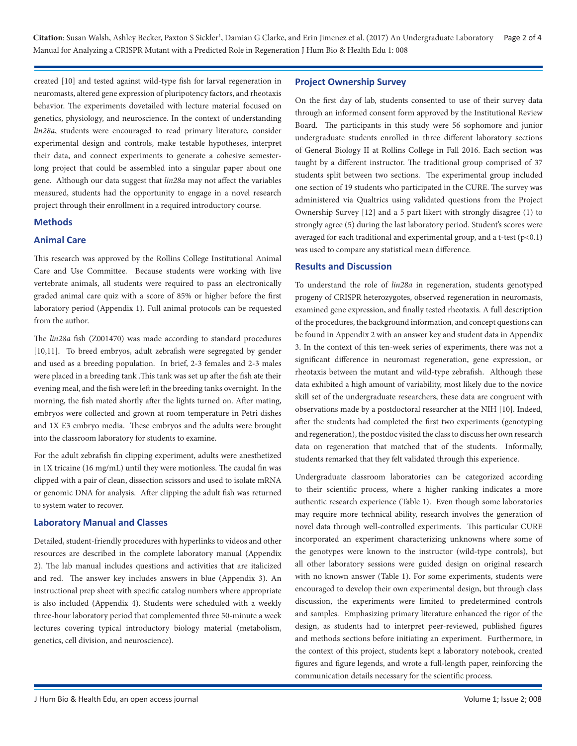created [10] and tested against wild-type fish for larval regeneration in neuromasts, altered gene expression of pluripotency factors, and rheotaxis behavior. The experiments dovetailed with lecture material focused on genetics, physiology, and neuroscience. In the context of understanding *lin28a*, students were encouraged to read primary literature, consider experimental design and controls, make testable hypotheses, interpret their data, and connect experiments to generate a cohesive semester-long project that could be assembled into a singular paper about one gene. Although our data suggest that *lin28a* may not affect the variables measured, students had the opportunity to engage in a novel research project through their enrollment in a required introductory course.

## Methods

### Animal Care

This research was approved by the Rollins College Institutional Animal Care and Use Committee. Because students were working with live vertebrate animals, all students were required to pass an electronically graded animal care quiz with a score of 85% or higher before the first laboratory period (Appendix 1). Full animal protocols can be requested from the author.

The *lin28a* fish (Z001470) was made according to standard procedures [10,11]. To breed embryos, adult zebrafish were segregated by gender and used as a breeding population. In brief, 2-3 females and 2-3 males were placed in a breeding tank .This tank was set up after the fish ate their evening meal, and the fish were left in the breeding tanks overnight. In the morning, the fish mated shortly after the lights turned on. After mating, embryos were collected and grown at room temperature in Petri dishes and 1X E3 embryo media. These embryos and the adults were brought into the classroom laboratory for students to examine.

For the adult zebrafish fin clipping experiment, adults were anesthetized in 1X tricaine (16 mg/mL) until they were motionless. The caudal fin was clipped with a pair of clean, dissection scissors and used to isolate mRNA or genomic DNA for analysis. After clipping the adult fish was returned to system water to recover.

### Laboratory Manual and Classes

Detailed, student-friendly procedures with hyperlinks to videos and other resources are described in the complete laboratory manual (Appendix 2). The lab manual includes questions and activities that are italicized and red. The answer key includes answers in blue (Appendix 3). An instructional prep sheet with specific catalog numbers where appropriate is also included (Appendix 4). Students were scheduled with a weekly three-hour laboratory period that complemented three 50-minute a week lectures covering typical introductory biology material (metabolism, genetics, cell division, and neuroscience).

### Project Ownership Survey

On the first day of lab, students consented to use of their survey data through an informed consent form approved by the Institutional Review Board. The participants in this study were 56 sophomore and junior undergraduate students enrolled in three different laboratory sections of General Biology II at Rollins College in Fall 2016. Each section was taught by a different instructor. The traditional group comprised of 37 students split between two sections. The experimental group included one section of 19 students who participated in the CURE. The survey was administered via Qualtrics using validated questions from the Project Ownership Survey [12] and a 5 part likert with strongly disagree (1) to strongly agree (5) during the last laboratory period. Student's scores were averaged for each traditional and experimental group, and a t-test ($p<0.1$) was used to compare any statistical mean difference.

## Results and Discussion

To understand the role of *lin28a* in regeneration, students genotyped progeny of CRISPR heterozygotes, observed regeneration in neuromasts, examined gene expression, and finally tested rheotaxis. A full description of the procedures, the background information, and concept questions can be found in Appendix 2 with an answer key and student data in Appendix 3. In the context of this ten-week series of experiments, there was not a significant difference in neuromast regeneration, gene expression, or rheotaxis between the mutant and wild-type zebrafish. Although these data exhibited a high amount of variability, most likely due to the novice skill set of the undergraduate researchers, these data are congruent with observations made by a postdoctoral researcher at the NIH [10]. Indeed, after the students had completed the first two experiments (genotyping and regeneration), the postdoc visited the class to discuss her own research data on regeneration that matched that of the students. Informally, students remarked that they felt validated through this experience.

Undergraduate classroom laboratories can be categorized according to their scientific process, where a higher ranking indicates a more authentic research experience (Table 1). Even though some laboratories may require more technical ability, research involves the generation of novel data through well-controlled experiments. This particular CURE incorporated an experiment characterizing unknowns where some of the genotypes were known to the instructor (wild-type controls), but all other laboratory sessions were guided design on original research with no known answer (Table 1). For some experiments, students were encouraged to develop their own experimental design, but through class discussion, the experiments were limited to predetermined controls and samples. Emphasizing primary literature enhanced the rigor of the design, as students had to interpret peer-reviewed, published figures and methods sections before initiating an experiment. Furthermore, in the context of this project, students kept a laboratory notebook, created figures and figure legends, and wrote a full-length paper, reinforcing the communication details necessary for the scientific process.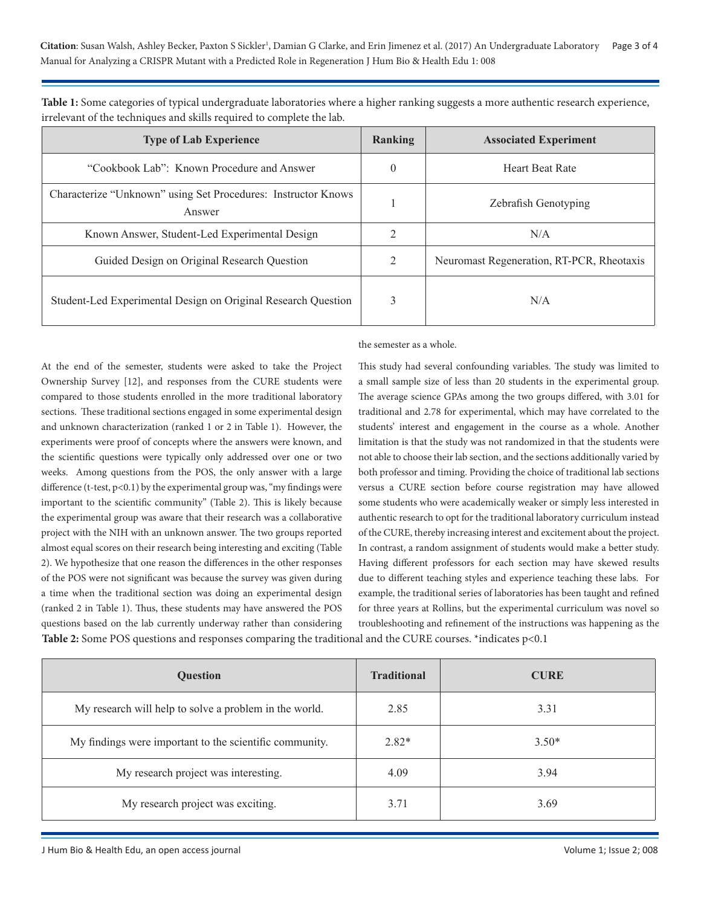**Table 1:** Some categories of typical undergraduate laboratories where a higher ranking suggests a more authentic research experience, irrelevant of the techniques and skills required to complete the lab.

| Type of Lab Experience | Ranking | Associated Experiment |
|---|---|---|
| "Cookbook Lab": Known Procedure and Answer | 0 | Heart Beat Rate |
| Characterize "Unknown" using Set Procedures: Instructor Knows Answer | 1 | Zebrafish Genotyping |
| Known Answer, Student-Led Experimental Design | 2 | N/A |
| Guided Design on Original Research Question | 2 | Neuromast Regeneration, RT-PCR, Rheotaxis |
| Student-Led Experimental Design on Original Research Question | 3 | N/A |

At the end of the semester, students were asked to take the Project Ownership Survey [12], and responses from the CURE students were compared to those students enrolled in the more traditional laboratory sections. These traditional sections engaged in some experimental design and unknown characterization (ranked 1 or 2 in Table 1). However, the experiments were proof of concepts where the answers were known, and the scientific questions were typically only addressed over one or two weeks. Among questions from the POS, the only answer with a large difference (t-test, $p<0.1$) by the experimental group was, "my findings were important to the scientific community" (Table 2). This is likely because the experimental group was aware that their research was a collaborative project with the NIH with an unknown answer. The two groups reported almost equal scores on their research being interesting and exciting (Table 2). We hypothesize that one reason the differences in the other responses of the POS were not significant was because the survey was given during a time when the traditional section was doing an experimental design (ranked 2 in Table 1). Thus, these students may have answered the POS questions based on the lab currently underway rather than considering the semester as a whole.

This study had several confounding variables. The study was limited to a small sample size of less than 20 students in the experimental group. The average science GPAs among the two groups differed, with 3.01 for traditional and 2.78 for experimental, which may have correlated to the students' interest and engagement in the course as a whole. Another limitation is that the study was not randomized in that the students were not able to choose their lab section, and the sections additionally varied by both professor and timing. Providing the choice of traditional lab sections versus a CURE section before course registration may have allowed some students who were academically weaker or simply less interested in authentic research to opt for the traditional laboratory curriculum instead of the CURE, thereby increasing interest and excitement about the project. In contrast, a random assignment of students would make a better study. Having different professors for each section may have skewed results due to different teaching styles and experience teaching these labs. For example, the traditional series of laboratories has been taught and refined for three years at Rollins, but the experimental curriculum was novel so troubleshooting and refinement of the instructions was happening as the

**Table 2:** Some POS questions and responses comparing the traditional and the CURE courses. *indicates $p<0.1$

| Question | Traditional | CURE |
|---|---|---|
| My research will help to solve a problem in the world. | 2.85 | 3.31 |
| My findings were important to the scientific community. | 2.82* | 3.50* |
| My research project was interesting. | 4.09 | 3.94 |
| My research project was exciting. | 3.71 | 3.69 |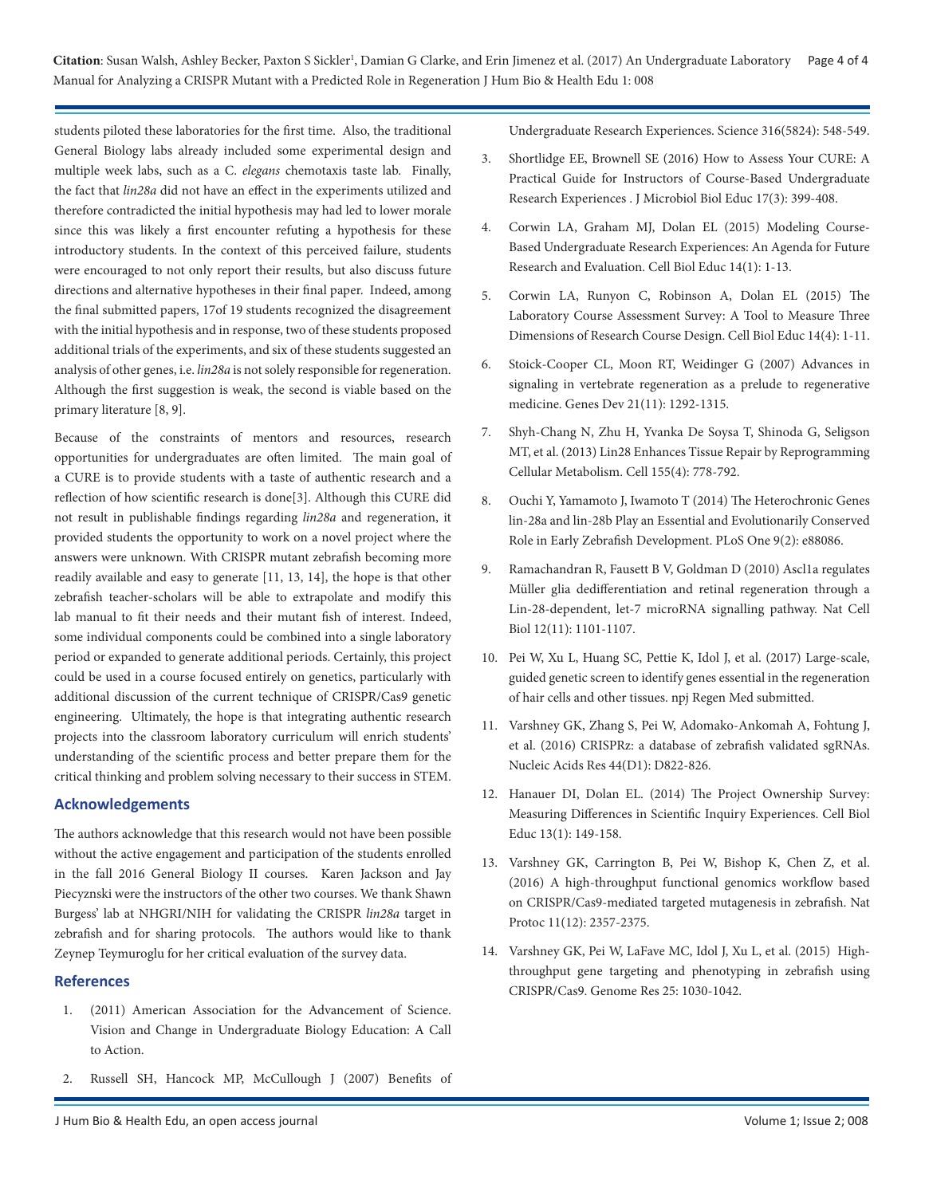students piloted these laboratories for the first time. Also, the traditional General Biology labs already included some experimental design and multiple week labs, such as a C. *elegans* chemotaxis taste lab. Finally, the fact that *lin28a* did not have an effect in the experiments utilized and therefore contradicted the initial hypothesis may had led to lower morale since this was likely a first encounter refuting a hypothesis for these introductory students. In the context of this perceived failure, students were encouraged to not only report their results, but also discuss future directions and alternative hypotheses in their final paper. Indeed, among the final submitted papers, 17of 19 students recognized the disagreement with the initial hypothesis and in response, two of these students proposed additional trials of the experiments, and six of these students suggested an analysis of other genes, i.e. *lin28a* is not solely responsible for regeneration. Although the first suggestion is weak, the second is viable based on the primary literature [8, 9].

Because of the constraints of mentors and resources, research opportunities for undergraduates are often limited. The main goal of a CURE is to provide students with a taste of authentic research and a reflection of how scientific research is done[3]. Although this CURE did not result in publishable findings regarding *lin28a* and regeneration, it provided students the opportunity to work on a novel project where the answers were unknown. With CRISPR mutant zebrafish becoming more readily available and easy to generate [11, 13, 14], the hope is that other zebrafish teacher-scholars will be able to extrapolate and modify this lab manual to fit their needs and their mutant fish of interest. Indeed, some individual components could be combined into a single laboratory period or expanded to generate additional periods. Certainly, this project could be used in a course focused entirely on genetics, particularly with additional discussion of the current technique of CRISPR/Cas9 genetic engineering. Ultimately, the hope is that integrating authentic research projects into the classroom laboratory curriculum will enrich students' understanding of the scientific process and better prepare them for the critical thinking and problem solving necessary to their success in STEM.

## Acknowledgements

The authors acknowledge that this research would not have been possible without the active engagement and participation of the students enrolled in the fall 2016 General Biology II courses. Karen Jackson and Jay Piecyznski were the instructors of the other two courses. We thank Shawn Burgess' lab at NHGRI/NIH for validating the CRISPR *lin28a* target in zebrafish and for sharing protocols. The authors would like to thank Zeynep Teymuroglu for her critical evaluation of the survey data.

## References

1. (2011) American Association for the Advancement of Science. Vision and Change in Undergraduate Biology Education: A Call to Action.
2. Russell SH, Hancock MP, McCullough J (2007) Benefits of Undergraduate Research Experiences. Science 316(5824): 548-549.
3. Shortlidge EE, Brownell SE (2016) How to Assess Your CURE: A Practical Guide for Instructors of Course-Based Undergraduate Research Experiences . J Microbiol Biol Educ 17(3): 399-408.
4. Corwin LA, Graham MJ, Dolan EL (2015) Modeling Course-Based Undergraduate Research Experiences: An Agenda for Future Research and Evaluation. Cell Biol Educ 14(1): 1-13.
5. Corwin LA, Runyon C, Robinson A, Dolan EL (2015) The Laboratory Course Assessment Survey: A Tool to Measure Three Dimensions of Research Course Design. Cell Biol Educ 14(4): 1-11.
6. Stoick-Cooper CL, Moon RT, Weidinger G (2007) Advances in signaling in vertebrate regeneration as a prelude to regenerative medicine. Genes Dev 21(11): 1292-1315.
7. Shyh-Chang N, Zhu H, Yvanka De Soysa T, Shinoda G, Seligson MT, et al. (2013) Lin28 Enhances Tissue Repair by Reprogramming Cellular Metabolism. Cell 155(4): 778-792.
8. Ouchi Y, Yamamoto J, Iwamoto T (2014) The Heterochronic Genes lin-28a and lin-28b Play an Essential and Evolutionarily Conserved Role in Early Zebrafish Development. PLoS One 9(2): e88086.
9. Ramachandran R, Fausett B V, Goldman D (2010) Ascl1a regulates Müller glia dedifferentiation and retinal regeneration through a Lin-28-dependent, let-7 microRNA signalling pathway. Nat Cell Biol 12(11): 1101-1107.
10. Pei W, Xu L, Huang SC, Pettie K, Idol J, et al. (2017) Large-scale, guided genetic screen to identify genes essential in the regeneration of hair cells and other tissues. npj Regen Med submitted.
11. Varshney GK, Zhang S, Pei W, Adomako-Ankomah A, Fohtung J, et al. (2016) CRISPRz: a database of zebrafish validated sgRNAs. Nucleic Acids Res 44(D1): D822-826.
12. Hanauer DI, Dolan EL. (2014) The Project Ownership Survey: Measuring Differences in Scientific Inquiry Experiences. Cell Biol Educ 13(1): 149-158.
13. Varshney GK, Carrington B, Pei W, Bishop K, Chen Z, et al. (2016) A high-throughput functional genomics workflow based on CRISPR/Cas9-mediated targeted mutagenesis in zebrafish. Nat Protoc 11(12): 2357-2375.
14. Varshney GK, Pei W, LaFave MC, Idol J, Xu L, et al. (2015) High-throughput gene targeting and phenotyping in zebrafish using CRISPR/Cas9. Genome Res 25: 1030-1042.